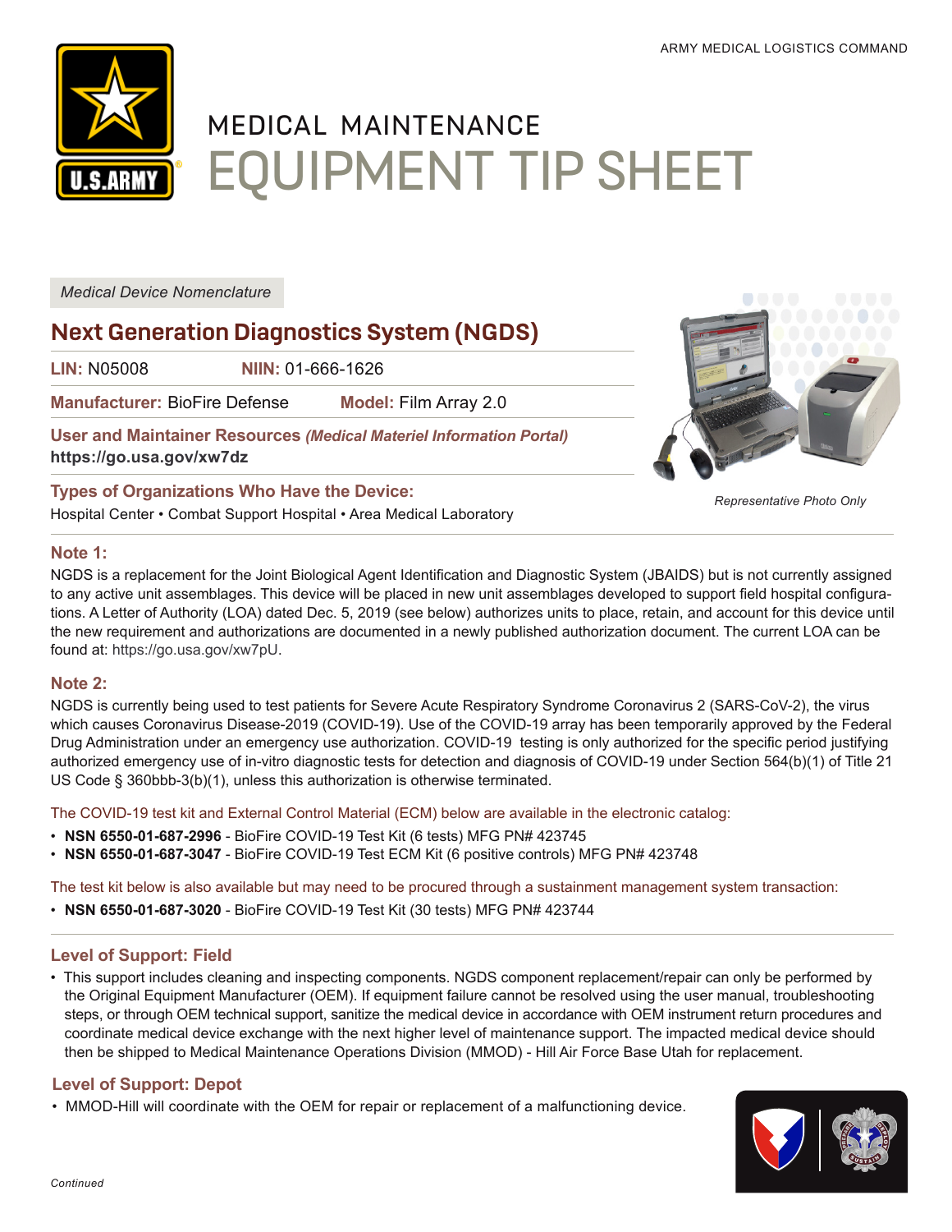ARMY MEDICAL LOGISTICS COMMAND

# MEDICAL MAINTENANCE EQUIPMENT TIP SHEET

*Medical Device Nomenclature*

## Next Generation Diagnostics System (NGDS)

**LIN:** N05008 **NIIN:** 01-666-1626

**Manufacturer:** BioFire Defense **Model:** Film Array 2.0

**User and Maintainer Resources** ***(Medical Materiel Information Portal)***
**https://go.usa.gov/xw7dz**

**Types of Organizations Who Have the Device:**
Hospital Center • Combat Support Hospital • Area Medical Laboratory

*Representative Photo Only*

### Note 1:

NGDS is a replacement for the Joint Biological Agent Identification and Diagnostic System (JBAIDS) but is not currently assigned to any active unit assemblages. This device will be placed in new unit assemblages developed to support field hospital configurations. A Letter of Authority (LOA) dated Dec. 5, 2019 (see below) authorizes units to place, retain, and account for this device until the new requirement and authorizations are documented in a newly published authorization document. The current LOA can be found at: https://go.usa.gov/xw7pU.

### Note 2:

NGDS is currently being used to test patients for Severe Acute Respiratory Syndrome Coronavirus 2 (SARS-CoV-2), the virus which causes Coronavirus Disease-2019 (COVID-19). Use of the COVID-19 array has been temporarily approved by the Federal Drug Administration under an emergency use authorization. COVID-19 testing is only authorized for the specific period justifying authorized emergency use of in-vitro diagnostic tests for detection and diagnosis of COVID-19 under Section 564(b)(1) of Title 21 US Code § 360bbb-3(b)(1), unless this authorization is otherwise terminated.

The COVID-19 test kit and External Control Material (ECM) below are available in the electronic catalog:

- **NSN 6550-01-687-2996** - BioFire COVID-19 Test Kit (6 tests) MFG PN# 423745
- **NSN 6550-01-687-3047** - BioFire COVID-19 Test ECM Kit (6 positive controls) MFG PN# 423748

The test kit below is also available but may need to be procured through a sustainment management system transaction:

- **NSN 6550-01-687-3020** - BioFire COVID-19 Test Kit (30 tests) MFG PN# 423744

### Level of Support: Field

- This support includes cleaning and inspecting components. NGDS component replacement/repair can only be performed by the Original Equipment Manufacturer (OEM). If equipment failure cannot be resolved using the user manual, troubleshooting steps, or through OEM technical support, sanitize the medical device in accordance with OEM instrument return procedures and coordinate medical device exchange with the next higher level of maintenance support. The impacted medical device should then be shipped to Medical Maintenance Operations Division (MMOD) - Hill Air Force Base Utah for replacement.

### Level of Support: Depot

- MMOD-Hill will coordinate with the OEM for repair or replacement of a malfunctioning device.

*Continued*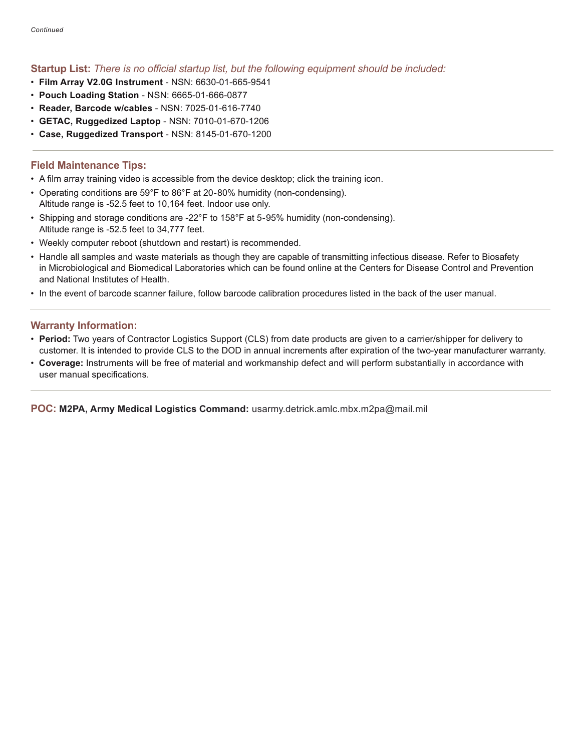*Continued*

**Startup List:** *There is no official startup list, but the following equipment should be included:*

- **Film Array V2.0G Instrument** - NSN: 6630-01-665-9541
- **Pouch Loading Station** - NSN: 6665-01-666-0877
- **Reader, Barcode w/cables** - NSN: 7025-01-616-7740
- **GETAC, Ruggedized Laptop** - NSN: 7010-01-670-1206
- **Case, Ruggedized Transport** - NSN: 8145-01-670-1200

---

**Field Maintenance Tips:**

- A film array training video is accessible from the device desktop; click the training icon.
- Operating conditions are 59°F to 86°F at 20-80% humidity (non-condensing). Altitude range is -52.5 feet to 10,164 feet. Indoor use only.
- Shipping and storage conditions are -22°F to 158°F at 5-95% humidity (non-condensing). Altitude range is -52.5 feet to 34,777 feet.
- Weekly computer reboot (shutdown and restart) is recommended.
- Handle all samples and waste materials as though they are capable of transmitting infectious disease. Refer to Biosafety in Microbiological and Biomedical Laboratories which can be found online at the Centers for Disease Control and Prevention and National Institutes of Health.
- In the event of barcode scanner failure, follow barcode calibration procedures listed in the back of the user manual.

---

**Warranty Information:**

- **Period:** Two years of Contractor Logistics Support (CLS) from date products are given to a carrier/shipper for delivery to customer. It is intended to provide CLS to the DOD in annual increments after expiration of the two-year manufacturer warranty.
- **Coverage:** Instruments will be free of material and workmanship defect and will perform substantially in accordance with user manual specifications.

---

**POC:** **M2PA, Army Medical Logistics Command:** usarmy.detrick.amlc.mbx.m2pa@mail.mil